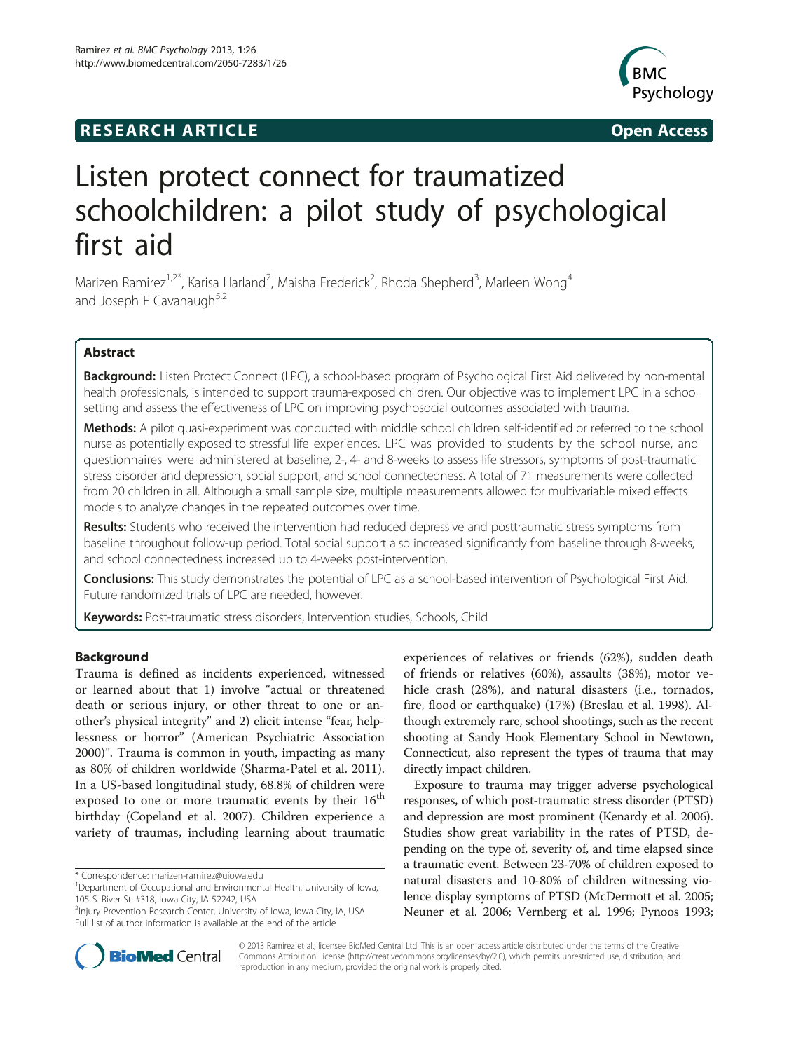**RESEARCH ARTICLE** **Open Access**

# Listen protect connect for traumatized schoolchildren: a pilot study of psychological first aid

Marizen Ramirez[1,2*], Karisa Harland[2], Maisha Frederick[2], Rhoda Shepherd[3], Marleen Wong[4] and Joseph E Cavanaugh[5,2]

## Abstract

**Background:** Listen Protect Connect (LPC), a school-based program of Psychological First Aid delivered by non-mental health professionals, is intended to support trauma-exposed children. Our objective was to implement LPC in a school setting and assess the effectiveness of LPC on improving psychosocial outcomes associated with trauma.

**Methods:** A pilot quasi-experiment was conducted with middle school children self-identified or referred to the school nurse as potentially exposed to stressful life experiences. LPC was provided to students by the school nurse, and questionnaires were administered at baseline, 2-, 4- and 8-weeks to assess life stressors, symptoms of post-traumatic stress disorder and depression, social support, and school connectedness. A total of 71 measurements were collected from 20 children in all. Although a small sample size, multiple measurements allowed for multivariable mixed effects models to analyze changes in the repeated outcomes over time.

**Results:** Students who received the intervention had reduced depressive and posttraumatic stress symptoms from baseline throughout follow-up period. Total social support also increased significantly from baseline through 8-weeks, and school connectedness increased up to 4-weeks post-intervention.

**Conclusions:** This study demonstrates the potential of LPC as a school-based intervention of Psychological First Aid. Future randomized trials of LPC are needed, however.

**Keywords:** Post-traumatic stress disorders, Intervention studies, Schools, Child

## Background

Trauma is defined as incidents experienced, witnessed or learned about that 1) involve "actual or threatened death or serious injury, or other threat to one or another's physical integrity" and 2) elicit intense "fear, helplessness or horror" (American Psychiatric Association 2000)". Trauma is common in youth, impacting as many as 80% of children worldwide (Sharma-Patel et al. 2011). In a US-based longitudinal study, 68.8% of children were exposed to one or more traumatic events by their 16[th] birthday (Copeland et al. 2007). Children experience a variety of traumas, including learning about traumatic experiences of relatives or friends (62%), sudden death of friends or relatives (60%), assaults (38%), motor vehicle crash (28%), and natural disasters (i.e., tornados, fire, flood or earthquake) (17%) (Breslau et al. 1998). Although extremely rare, school shootings, such as the recent shooting at Sandy Hook Elementary School in Newtown, Connecticut, also represent the types of trauma that may directly impact children.

Exposure to trauma may trigger adverse psychological responses, of which post-traumatic stress disorder (PTSD) and depression are most prominent (Kenardy et al. 2006). Studies show great variability in the rates of PTSD, depending on the type of, severity of, and time elapsed since a traumatic event. Between 23-70% of children exposed to natural disasters and 10-80% of children witnessing violence display symptoms of PTSD (McDermott et al. 2005; Neuner et al. 2006; Vernberg et al. 1996; Pynoos 1993;

\* Correspondence: marizen-ramirez@uiowa.edu
[1]Department of Occupational and Environmental Health, University of Iowa, 105 S. River St. #318, Iowa City, IA 52242, USA
[2]Injury Prevention Research Center, University of Iowa, Iowa City, IA, USA
Full list of author information is available at the end of the article

© 2013 Ramirez et al.; licensee BioMed Central Ltd. This is an open access article distributed under the terms of the Creative Commons Attribution License (http://creativecommons.org/licenses/by/2.0), which permits unrestricted use, distribution, and reproduction in any medium, provided the original work is properly cited.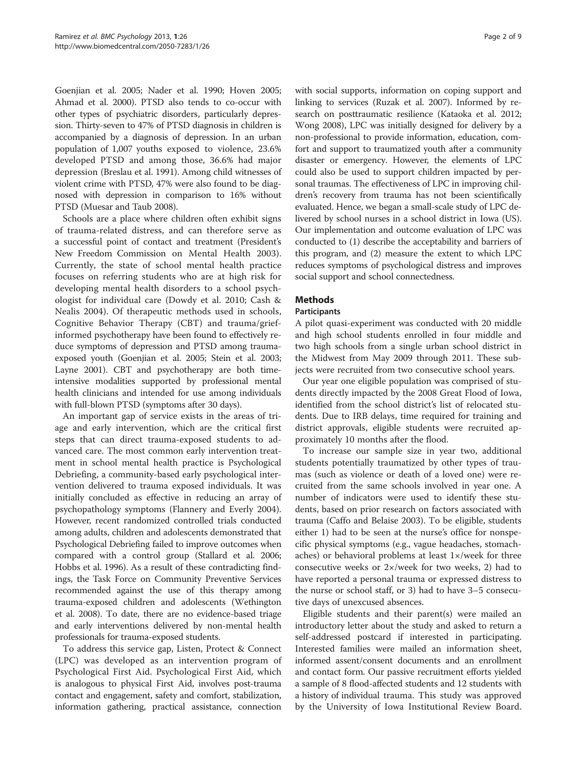Goenjian et al. 2005; Nader et al. 1990; Hoven 2005; Ahmad et al. 2000). PTSD also tends to co-occur with other types of psychiatric disorders, particularly depression. Thirty-seven to 47% of PTSD diagnosis in children is accompanied by a diagnosis of depression. In an urban population of 1,007 youths exposed to violence, 23.6% developed PTSD and among those, 36.6% had major depression (Breslau et al. 1991). Among child witnesses of violent crime with PTSD, 47% were also found to be diagnosed with depression in comparison to 16% without PTSD (Muesar and Taub 2008).

Schools are a place where children often exhibit signs of trauma-related distress, and can therefore serve as a successful point of contact and treatment (President's New Freedom Commission on Mental Health 2003). Currently, the state of school mental health practice focuses on referring students who are at high risk for developing mental health disorders to a school psychologist for individual care (Dowdy et al. 2010; Cash & Nealis 2004). Of therapeutic methods used in schools, Cognitive Behavior Therapy (CBT) and trauma/grief-informed psychotherapy have been found to effectively reduce symptoms of depression and PTSD among trauma-exposed youth (Goenjian et al. 2005; Stein et al. 2003; Layne 2001). CBT and psychotherapy are both time-intensive modalities supported by professional mental health clinicians and intended for use among individuals with full-blown PTSD (symptoms after 30 days).

An important gap of service exists in the areas of triage and early intervention, which are the critical first steps that can direct trauma-exposed students to advanced care. The most common early intervention treatment in school mental health practice is Psychological Debriefing, a community-based early psychological intervention delivered to trauma exposed individuals. It was initially concluded as effective in reducing an array of psychopathology symptoms (Flannery and Everly 2004). However, recent randomized controlled trials conducted among adults, children and adolescents demonstrated that Psychological Debriefing failed to improve outcomes when compared with a control group (Stallard et al. 2006; Hobbs et al. 1996). As a result of these contradicting findings, the Task Force on Community Preventive Services recommended against the use of this therapy among trauma-exposed children and adolescents (Wethington et al. 2008). To date, there are no evidence-based triage and early interventions delivered by non-mental health professionals for trauma-exposed students.

To address this service gap, Listen, Protect & Connect (LPC) was developed as an intervention program of Psychological First Aid. Psychological First Aid, which is analogous to physical First Aid, involves post-trauma contact and engagement, safety and comfort, stabilization, information gathering, practical assistance, connection with social supports, information on coping support and linking to services (Ruzak et al. 2007). Informed by research on posttraumatic resilience (Kataoka et al. 2012; Wong 2008), LPC was initially designed for delivery by a non-professional to provide information, education, comfort and support to traumatized youth after a community disaster or emergency. However, the elements of LPC could also be used to support children impacted by personal traumas. The effectiveness of LPC in improving children's recovery from trauma has not been scientifically evaluated. Hence, we began a small-scale study of LPC delivered by school nurses in a school district in Iowa (US). Our implementation and outcome evaluation of LPC was conducted to (1) describe the acceptability and barriers of this program, and (2) measure the extent to which LPC reduces symptoms of psychological distress and improves social support and school connectedness.

## Methods

### Participants

A pilot quasi-experiment was conducted with 20 middle and high school students enrolled in four middle and two high schools from a single urban school district in the Midwest from May 2009 through 2011. These subjects were recruited from two consecutive school years.

Our year one eligible population was comprised of students directly impacted by the 2008 Great Flood of Iowa, identified from the school district's list of relocated students. Due to IRB delays, time required for training and district approvals, eligible students were recruited approximately 10 months after the flood.

To increase our sample size in year two, additional students potentially traumatized by other types of traumas (such as violence or death of a loved one) were recruited from the same schools involved in year one. A number of indicators were used to identify these students, based on prior research on factors associated with trauma (Caffo and Belaise 2003). To be eligible, students either 1) had to be seen at the nurse's office for nonspecific physical symptoms (e.g., vague headaches, stomachaches) or behavioral problems at least 1×/week for three consecutive weeks or 2×/week for two weeks, 2) had to have reported a personal trauma or expressed distress to the nurse or school staff, or 3) had to have 3–5 consecutive days of unexcused absences.

Eligible students and their parent(s) were mailed an introductory letter about the study and asked to return a self-addressed postcard if interested in participating. Interested families were mailed an information sheet, informed assent/consent documents and an enrollment and contact form. Our passive recruitment efforts yielded a sample of 8 flood-affected students and 12 students with a history of individual trauma. This study was approved by the University of Iowa Institutional Review Board.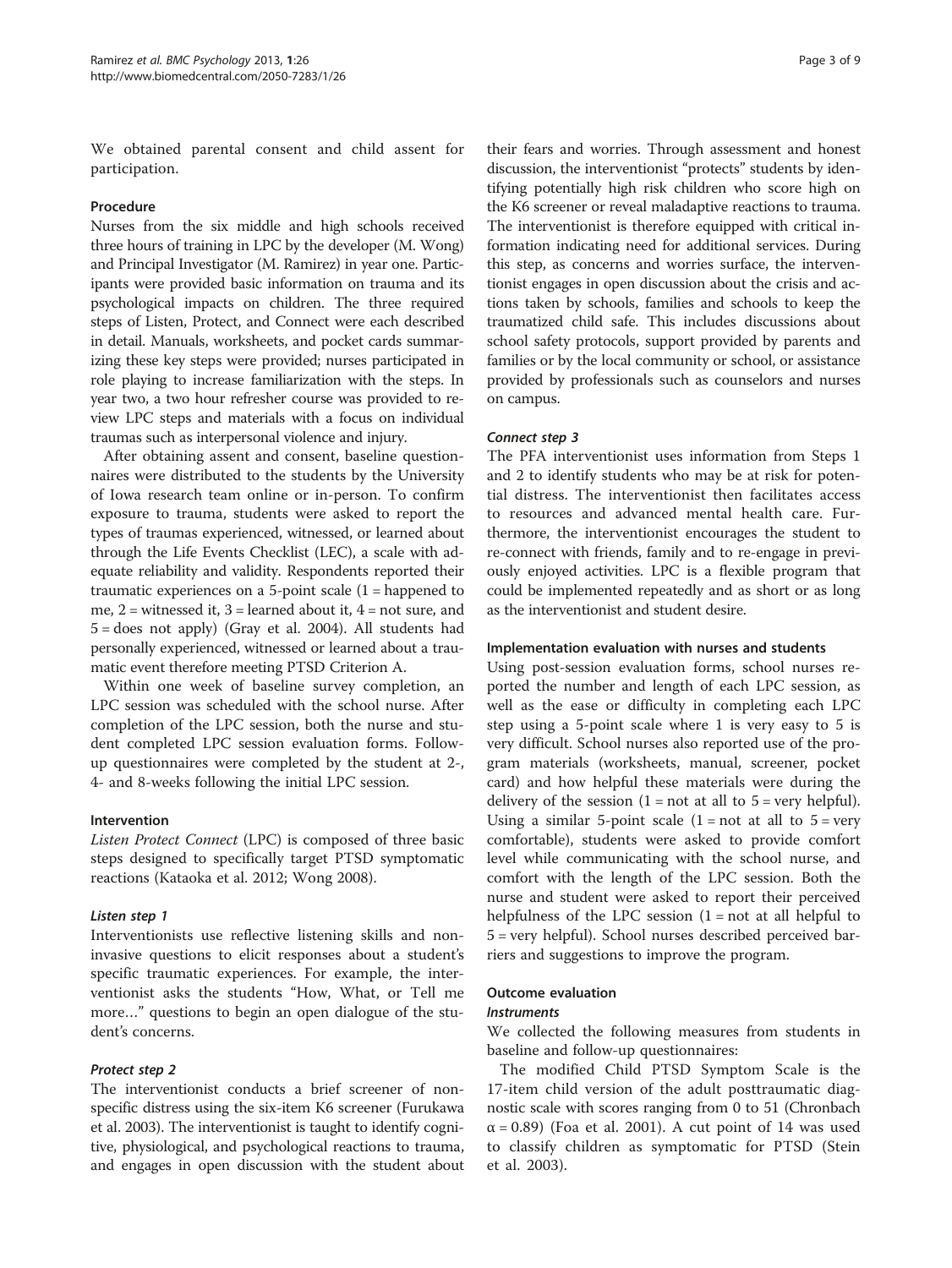We obtained parental consent and child assent for participation.

### Procedure

Nurses from the six middle and high schools received three hours of training in LPC by the developer (M. Wong) and Principal Investigator (M. Ramirez) in year one. Participants were provided basic information on trauma and its psychological impacts on children. The three required steps of Listen, Protect, and Connect were each described in detail. Manuals, worksheets, and pocket cards summarizing these key steps were provided; nurses participated in role playing to increase familiarization with the steps. In year two, a two hour refresher course was provided to review LPC steps and materials with a focus on individual traumas such as interpersonal violence and injury.

After obtaining assent and consent, baseline questionnaires were distributed to the students by the University of Iowa research team online or in-person. To confirm exposure to trauma, students were asked to report the types of traumas experienced, witnessed, or learned about through the Life Events Checklist (LEC), a scale with adequate reliability and validity. Respondents reported their traumatic experiences on a 5-point scale (1 = happened to me, 2 = witnessed it, 3 = learned about it, 4 = not sure, and 5 = does not apply) (Gray et al. 2004). All students had personally experienced, witnessed or learned about a traumatic event therefore meeting PTSD Criterion A.

Within one week of baseline survey completion, an LPC session was scheduled with the school nurse. After completion of the LPC session, both the nurse and student completed LPC session evaluation forms. Follow-up questionnaires were completed by the student at 2-, 4- and 8-weeks following the initial LPC session.

### Intervention

*Listen Protect Connect* (LPC) is composed of three basic steps designed to specifically target PTSD symptomatic reactions (Kataoka et al. 2012; Wong 2008).

#### *Listen step 1*

Interventionists use reflective listening skills and non-invasive questions to elicit responses about a student's specific traumatic experiences. For example, the interventionist asks the students "How, What, or Tell me more…" questions to begin an open dialogue of the student's concerns.

#### *Protect step 2*

The interventionist conducts a brief screener of non-specific distress using the six-item K6 screener (Furukawa et al. 2003). The interventionist is taught to identify cognitive, physiological, and psychological reactions to trauma, and engages in open discussion with the student about their fears and worries. Through assessment and honest discussion, the interventionist "protects" students by identifying potentially high risk children who score high on the K6 screener or reveal maladaptive reactions to trauma. The interventionist is therefore equipped with critical information indicating need for additional services. During this step, as concerns and worries surface, the interventionist engages in open discussion about the crisis and actions taken by schools, families and schools to keep the traumatized child safe. This includes discussions about school safety protocols, support provided by parents and families or by the local community or school, or assistance provided by professionals such as counselors and nurses on campus.

#### *Connect step 3*

The PFA interventionist uses information from Steps 1 and 2 to identify students who may be at risk for potential distress. The interventionist then facilitates access to resources and advanced mental health care. Furthermore, the interventionist encourages the student to re-connect with friends, family and to re-engage in previously enjoyed activities. LPC is a flexible program that could be implemented repeatedly and as short or as long as the interventionist and student desire.

### Implementation evaluation with nurses and students

Using post-session evaluation forms, school nurses reported the number and length of each LPC session, as well as the ease or difficulty in completing each LPC step using a 5-point scale where 1 is very easy to 5 is very difficult. School nurses also reported use of the program materials (worksheets, manual, screener, pocket card) and how helpful these materials were during the delivery of the session (1 = not at all to 5 = very helpful). Using a similar 5-point scale (1 = not at all to 5 = very comfortable), students were asked to provide comfort level while communicating with the school nurse, and comfort with the length of the LPC session. Both the nurse and student were asked to report their perceived helpfulness of the LPC session (1 = not at all helpful to 5 = very helpful). School nurses described perceived barriers and suggestions to improve the program.

### Outcome evaluation

#### *Instruments*

We collected the following measures from students in baseline and follow-up questionnaires:

The modified Child PTSD Symptom Scale is the 17-item child version of the adult posttraumatic diagnostic scale with scores ranging from 0 to 51 (Chronbach $\alpha = 0.89$) (Foa et al. 2001). A cut point of 14 was used to classify children as symptomatic for PTSD (Stein et al. 2003).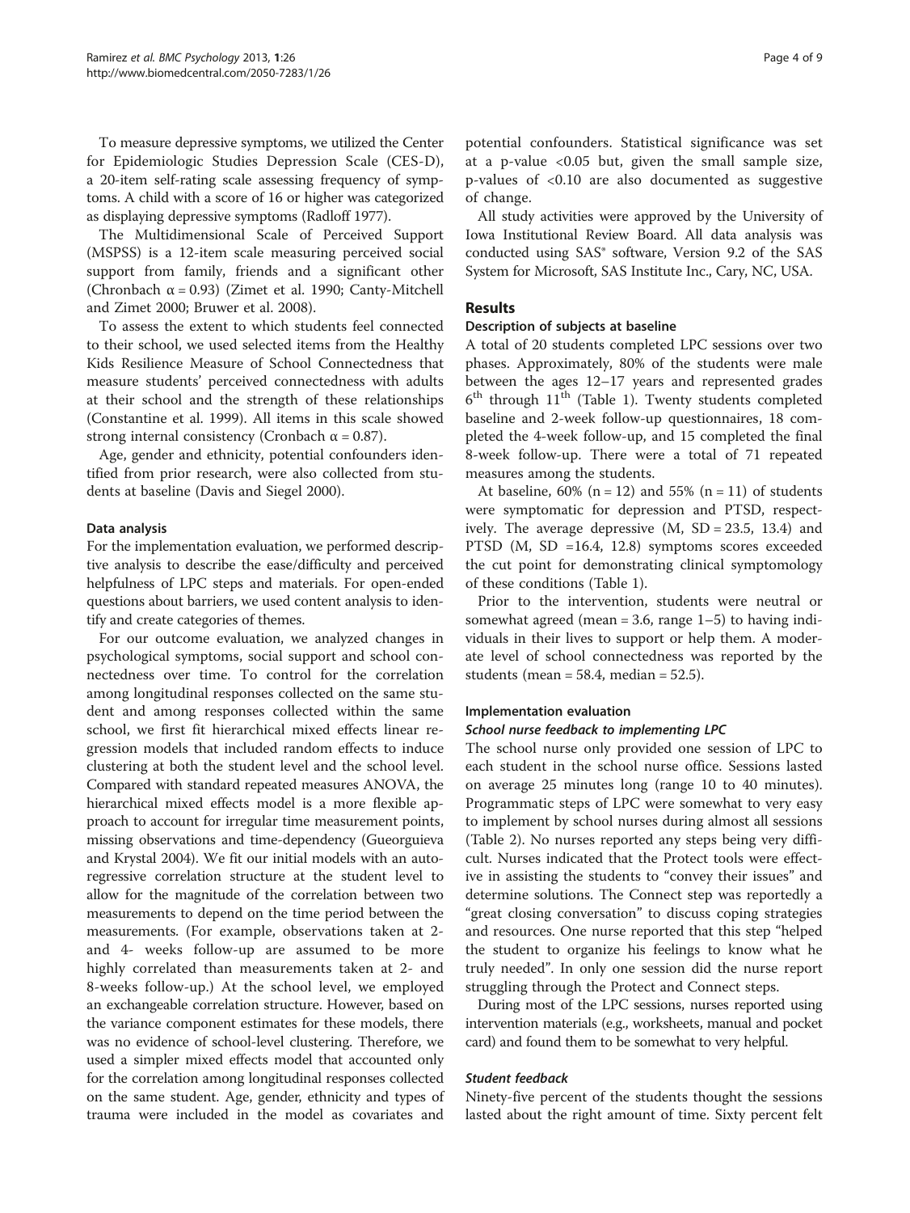To measure depressive symptoms, we utilized the Center for Epidemiologic Studies Depression Scale (CES-D), a 20-item self-rating scale assessing frequency of symptoms. A child with a score of 16 or higher was categorized as displaying depressive symptoms (Radloff 1977).

The Multidimensional Scale of Perceived Support (MSPSS) is a 12-item scale measuring perceived social support from family, friends and a significant other (Chronbach $\alpha = 0.93$) (Zimet et al. 1990; Canty-Mitchell and Zimet 2000; Bruwer et al. 2008).

To assess the extent to which students feel connected to their school, we used selected items from the Healthy Kids Resilience Measure of School Connectedness that measure students' perceived connectedness with adults at their school and the strength of these relationships (Constantine et al. 1999). All items in this scale showed strong internal consistency (Cronbach $\alpha = 0.87$).

Age, gender and ethnicity, potential confounders identified from prior research, were also collected from students at baseline (Davis and Siegel 2000).

### Data analysis

For the implementation evaluation, we performed descriptive analysis to describe the ease/difficulty and perceived helpfulness of LPC steps and materials. For open-ended questions about barriers, we used content analysis to identify and create categories of themes.

For our outcome evaluation, we analyzed changes in psychological symptoms, social support and school connectedness over time. To control for the correlation among longitudinal responses collected on the same student and among responses collected within the same school, we first fit hierarchical mixed effects linear regression models that included random effects to induce clustering at both the student level and the school level. Compared with standard repeated measures ANOVA, the hierarchical mixed effects model is a more flexible approach to account for irregular time measurement points, missing observations and time-dependency (Gueorguieva and Krystal 2004). We fit our initial models with an autoregressive correlation structure at the student level to allow for the magnitude of the correlation between two measurements to depend on the time period between the measurements. (For example, observations taken at 2- and 4- weeks follow-up are assumed to be more highly correlated than measurements taken at 2- and 8-weeks follow-up.) At the school level, we employed an exchangeable correlation structure. However, based on the variance component estimates for these models, there was no evidence of school-level clustering. Therefore, we used a simpler mixed effects model that accounted only for the correlation among longitudinal responses collected on the same student. Age, gender, ethnicity and types of trauma were included in the model as covariates and potential confounders. Statistical significance was set at a p-value <0.05 but, given the small sample size, p-values of <0.10 are also documented as suggestive of change.

All study activities were approved by the University of Iowa Institutional Review Board. All data analysis was conducted using SAS® software, Version 9.2 of the SAS System for Microsoft, SAS Institute Inc., Cary, NC, USA.

## Results

### Description of subjects at baseline

A total of 20 students completed LPC sessions over two phases. Approximately, 80% of the students were male between the ages 12–17 years and represented grades 6th through 11th (Table 1). Twenty students completed baseline and 2-week follow-up questionnaires, 18 completed the 4-week follow-up, and 15 completed the final 8-week follow-up. There were a total of 71 repeated measures among the students.

At baseline, 60% (n = 12) and 55% (n = 11) of students were symptomatic for depression and PTSD, respectively. The average depressive (M, SD = 23.5, 13.4) and PTSD (M, SD =16.4, 12.8) symptoms scores exceeded the cut point for demonstrating clinical symptomology of these conditions (Table 1).

Prior to the intervention, students were neutral or somewhat agreed (mean = 3.6, range 1–5) to having individuals in their lives to support or help them. A moderate level of school connectedness was reported by the students (mean = 58.4, median = 52.5).

### Implementation evaluation

#### *School nurse feedback to implementing LPC*

The school nurse only provided one session of LPC to each student in the school nurse office. Sessions lasted on average 25 minutes long (range 10 to 40 minutes). Programmatic steps of LPC were somewhat to very easy to implement by school nurses during almost all sessions (Table 2). No nurses reported any steps being very difficult. Nurses indicated that the Protect tools were effective in assisting the students to "convey their issues" and determine solutions. The Connect step was reportedly a "great closing conversation" to discuss coping strategies and resources. One nurse reported that this step "helped the student to organize his feelings to know what he truly needed". In only one session did the nurse report struggling through the Protect and Connect steps.

During most of the LPC sessions, nurses reported using intervention materials (e.g., worksheets, manual and pocket card) and found them to be somewhat to very helpful.

#### *Student feedback*

Ninety-five percent of the students thought the sessions lasted about the right amount of time. Sixty percent felt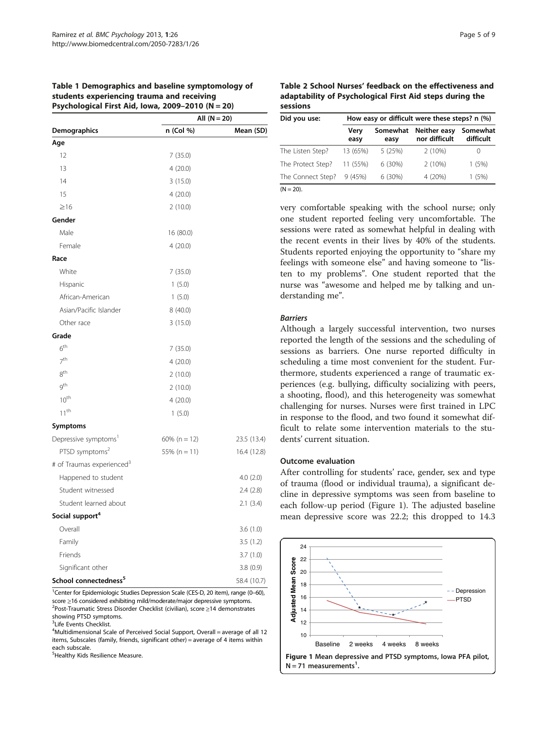**Table 1 Demographics and baseline symptomology of students experiencing trauma and receiving Psychological First Aid, Iowa, 2009–2010 (N = 20)**

| | All (N = 20) | |
|---|---|---|
| **Demographics** | **n (Col %)** | **Mean (SD)** |
| **Age** | | |
| 12 | 7 (35.0) | |
| 13 | 4 (20.0) | |
| 14 | 3 (15.0) | |
| 15 | 4 (20.0) | |
| ≥16 | 2 (10.0) | |
| **Gender** | | |
| Male | 16 (80.0) | |
| Female | 4 (20.0) | |
| **Race** | | |
| White | 7 (35.0) | |
| Hispanic | 1 (5.0) | |
| African-American | 1 (5.0) | |
| Asian/Pacific Islander | 8 (40.0) | |
| Other race | 3 (15.0) | |
| **Grade** | | |
| 6th | 7 (35.0) | |
| 7th | 4 (20.0) | |
| 8th | 2 (10.0) | |
| 9th | 2 (10.0) | |
| 10th | 4 (20.0) | |
| 11th | 1 (5.0) | |
| **Symptoms** | | |
| Depressive symptoms[1] | 60% (n = 12) | 23.5 (13.4) |
| PTSD symptoms[2] | 55% (n = 11) | 16.4 (12.8) |
| # of Traumas experienced[3] | | |
| Happened to student | | 4.0 (2.0) |
| Student witnessed | | 2.4 (2.8) |
| Student learned about | | 2.1 (3.4) |
| **Social support**[4] | | |
| Overall | | 3.6 (1.0) |
| Family | | 3.5 (1.2) |
| Friends | | 3.7 (1.0) |
| Significant other | | 3.8 (0.9) |
| **School connectedness**[5] | | 58.4 (10.7) |

[1]Center for Epidemiologic Studies Depression Scale (CES-D, 20 item), range (0–60), score ≥16 considered exhibiting mild/moderate/major depressive symptoms.
[2]Post-Traumatic Stress Disorder Checklist (civilian), score ≥14 demonstrates showing PTSD symptoms.
[3]Life Events Checklist.
[4]Multidimensional Scale of Perceived Social Support, Overall = average of all 12 items, Subscales (family, friends, significant other) = average of 4 items within each subscale.
[5]Healthy Kids Resilience Measure.

**Table 2 School Nurses' feedback on the effectiveness and adaptability of Psychological First Aid steps during the sessions**

| Did you use: | How easy or difficult were these steps? n (%) | | | |
|---|---|---|---|---|
| | Very easy | Somewhat easy | Neither easy nor difficult | Somewhat difficult |
| The Listen Step? | 13 (65%) | 5 (25%) | 2 (10%) | 0 |
| The Protect Step? | 11 (55%) | 6 (30%) | 2 (10%) | 1 (5%) |
| The Connect Step? | 9 (45%) | 6 (30%) | 4 (20%) | 1 (5%) |

(N = 20).

very comfortable speaking with the school nurse; only one student reported feeling very uncomfortable. The sessions were rated as somewhat helpful in dealing with the recent events in their lives by 40% of the students. Students reported enjoying the opportunity to "share my feelings with someone else" and having someone to "listen to my problems". One student reported that the nurse was "awesome and helped me by talking and understanding me".

### *Barriers*

Although a largely successful intervention, two nurses reported the length of the sessions and the scheduling of sessions as barriers. One nurse reported difficulty in scheduling a time most convenient for the student. Furthermore, students experienced a range of traumatic experiences (e.g. bullying, difficulty socializing with peers, a shooting, flood), and this heterogeneity was somewhat challenging for nurses. Nurses were first trained in LPC in response to the flood, and two found it somewhat difficult to relate some intervention materials to the students' current situation.

### Outcome evaluation

After controlling for students' race, gender, sex and type of trauma (flood or individual trauma), a significant decline in depressive symptoms was seen from baseline to each follow-up period (Figure 1). The adjusted baseline mean depressive score was 22.2; this dropped to 14.3

**Figure 1 Mean depressive and PTSD symptoms, Iowa PFA pilot, N = 71 measurements[1].**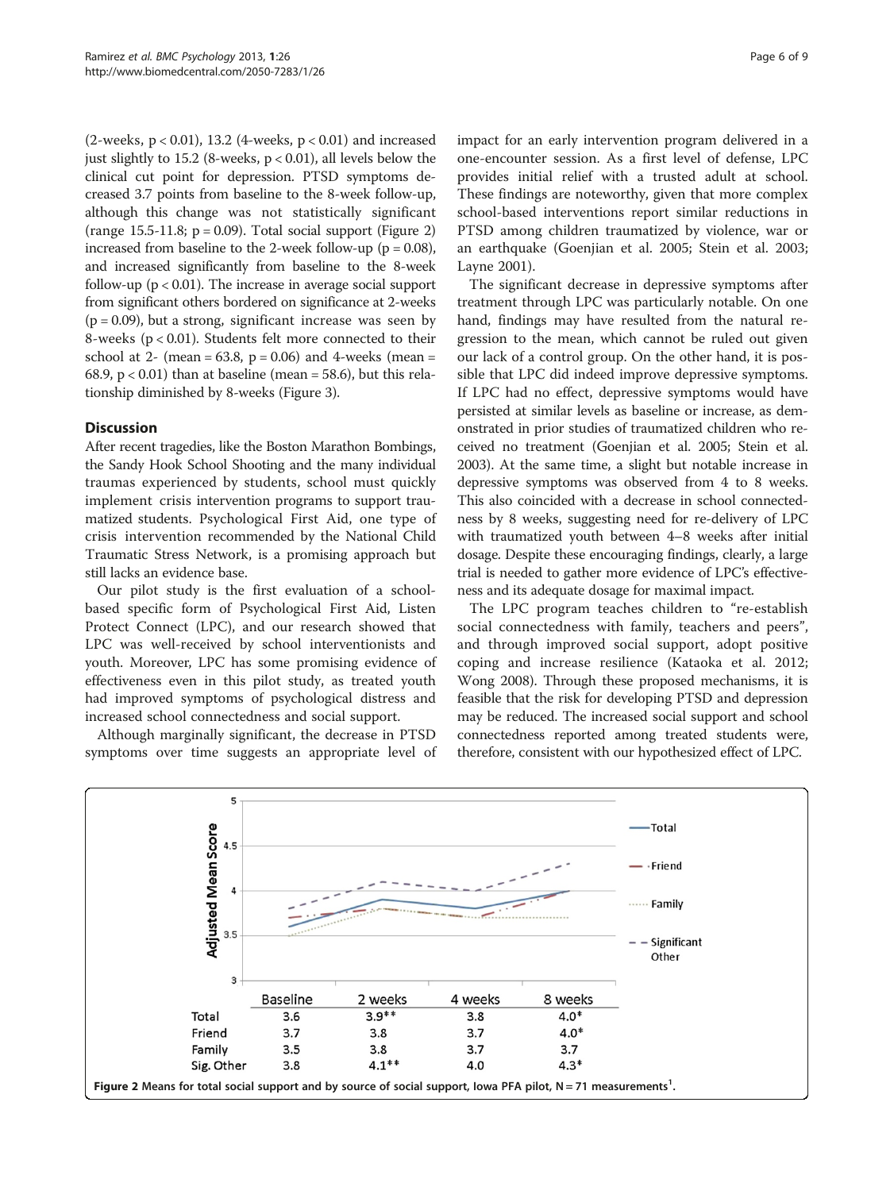(2-weeks, $p < 0.01$), 13.2 (4-weeks, $p < 0.01$) and increased just slightly to 15.2 (8-weeks, $p < 0.01$), all levels below the clinical cut point for depression. PTSD symptoms decreased 3.7 points from baseline to the 8-week follow-up, although this change was not statistically significant (range 15.5-11.8; $p = 0.09$). Total social support (Figure 2) increased from baseline to the 2-week follow-up ($p = 0.08$), and increased significantly from baseline to the 8-week follow-up ($p < 0.01$). The increase in average social support from significant others bordered on significance at 2-weeks ($p = 0.09$), but a strong, significant increase was seen by 8-weeks ($p < 0.01$). Students felt more connected to their school at 2- (mean = 63.8, $p = 0.06$) and 4-weeks (mean = 68.9, $p < 0.01$) than at baseline (mean = 58.6), but this relationship diminished by 8-weeks (Figure 3).

## Discussion

After recent tragedies, like the Boston Marathon Bombings, the Sandy Hook School Shooting and the many individual traumas experienced by students, school must quickly implement crisis intervention programs to support traumatized students. Psychological First Aid, one type of crisis intervention recommended by the National Child Traumatic Stress Network, is a promising approach but still lacks an evidence base.

Our pilot study is the first evaluation of a school-based specific form of Psychological First Aid, Listen Protect Connect (LPC), and our research showed that LPC was well-received by school interventionists and youth. Moreover, LPC has some promising evidence of effectiveness even in this pilot study, as treated youth had improved symptoms of psychological distress and increased school connectedness and social support.

Although marginally significant, the decrease in PTSD symptoms over time suggests an appropriate level of impact for an early intervention program delivered in a one-encounter session. As a first level of defense, LPC provides initial relief with a trusted adult at school. These findings are noteworthy, given that more complex school-based interventions report similar reductions in PTSD among children traumatized by violence, war or an earthquake (Goenjian et al. 2005; Stein et al. 2003; Layne 2001).

The significant decrease in depressive symptoms after treatment through LPC was particularly notable. On one hand, findings may have resulted from the natural regression to the mean, which cannot be ruled out given our lack of a control group. On the other hand, it is possible that LPC did indeed improve depressive symptoms. If LPC had no effect, depressive symptoms would have persisted at similar levels as baseline or increase, as demonstrated in prior studies of traumatized children who received no treatment (Goenjian et al. 2005; Stein et al. 2003). At the same time, a slight but notable increase in depressive symptoms was observed from 4 to 8 weeks. This also coincided with a decrease in school connectedness by 8 weeks, suggesting need for re-delivery of LPC with traumatized youth between 4–8 weeks after initial dosage. Despite these encouraging findings, clearly, a large trial is needed to gather more evidence of LPC's effectiveness and its adequate dosage for maximal impact.

The LPC program teaches children to "re-establish social connectedness with family, teachers and peers", and through improved social support, adopt positive coping and increase resilience (Kataoka et al. 2012; Wong 2008). Through these proposed mechanisms, it is feasible that the risk for developing PTSD and depression may be reduced. The increased social support and school connectedness reported among treated students were, therefore, consistent with our hypothesized effect of LPC.

| | Baseline | 2 weeks | 4 weeks | 8 weeks |
|---|---|---|---|---|
| Total | 3.6 | 3.9** | 3.8 | 4.0* |
| Friend | 3.7 | 3.8 | 3.7 | 4.0* |
| Family | 3.5 | 3.8 | 3.7 | 3.7 |
| Sig. Other | 3.8 | 4.1** | 4.0 | 4.3* |

**Figure 2** Means for total social support and by source of social support, Iowa PFA pilot, N = 71 measurements[1].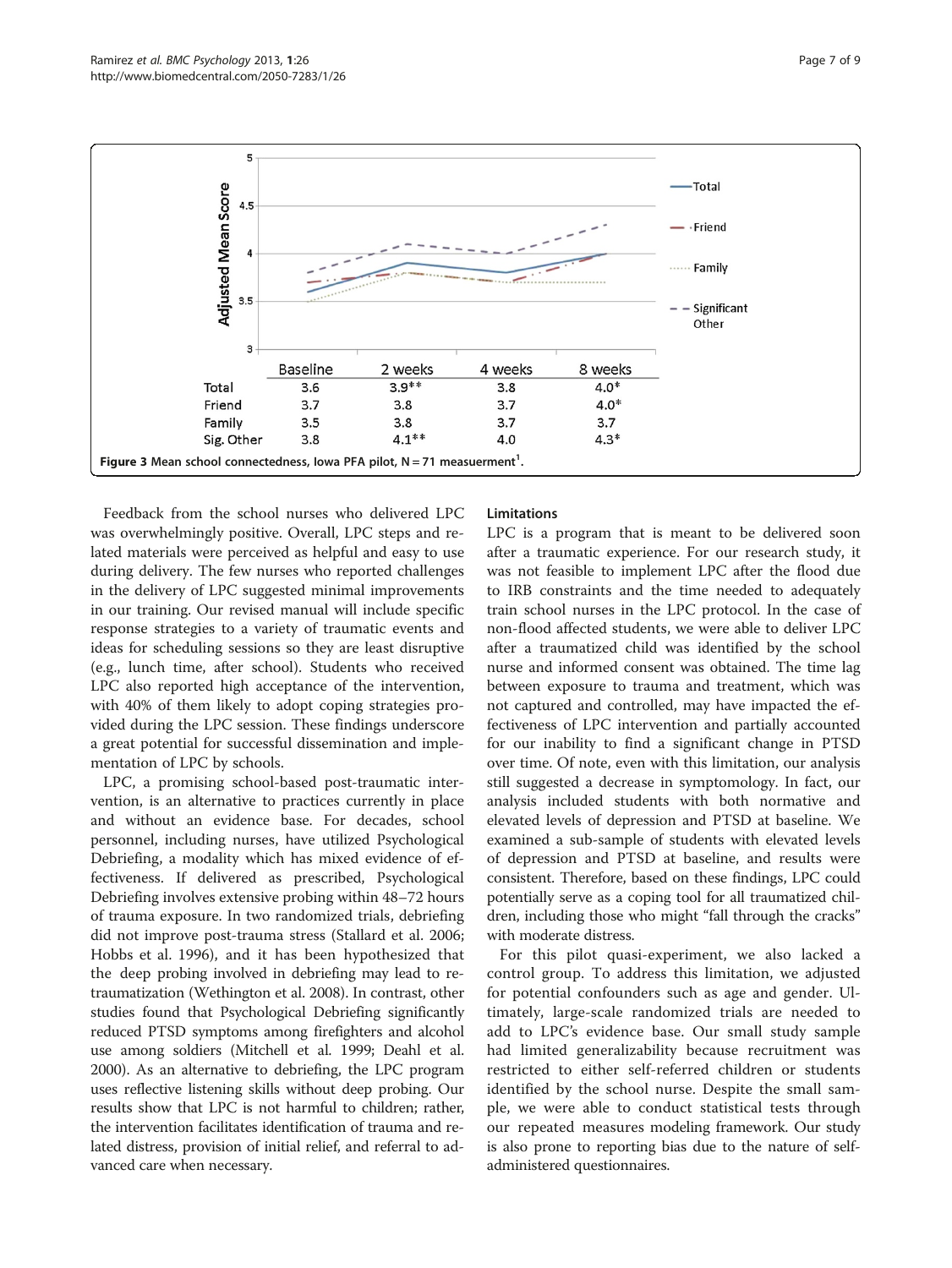| | Baseline | 2 weeks | 4 weeks | 8 weeks |
|---|---|---|---|---|
| Total | 3.6 | 3.9** | 3.8 | 4.0* |
| Friend | 3.7 | 3.8 | 3.7 | 4.0* |
| Family | 3.5 | 3.8 | 3.7 | 3.7 |
| Sig. Other | 3.8 | 4.1** | 4.0 | 4.3* |

**Figure 3** Mean school connectedness, Iowa PFA pilot, N = 71 measuerment[1].

Feedback from the school nurses who delivered LPC was overwhelmingly positive. Overall, LPC steps and related materials were perceived as helpful and easy to use during delivery. The few nurses who reported challenges in the delivery of LPC suggested minimal improvements in our training. Our revised manual will include specific response strategies to a variety of traumatic events and ideas for scheduling sessions so they are least disruptive (e.g., lunch time, after school). Students who received LPC also reported high acceptance of the intervention, with 40% of them likely to adopt coping strategies provided during the LPC session. These findings underscore a great potential for successful dissemination and implementation of LPC by schools.

LPC, a promising school-based post-traumatic intervention, is an alternative to practices currently in place and without an evidence base. For decades, school personnel, including nurses, have utilized Psychological Debriefing, a modality which has mixed evidence of effectiveness. If delivered as prescribed, Psychological Debriefing involves extensive probing within 48–72 hours of trauma exposure. In two randomized trials, debriefing did not improve post-trauma stress (Stallard et al. 2006; Hobbs et al. 1996), and it has been hypothesized that the deep probing involved in debriefing may lead to re-traumatization (Wethington et al. 2008). In contrast, other studies found that Psychological Debriefing significantly reduced PTSD symptoms among firefighters and alcohol use among soldiers (Mitchell et al. 1999; Deahl et al. 2000). As an alternative to debriefing, the LPC program uses reflective listening skills without deep probing. Our results show that LPC is not harmful to children; rather, the intervention facilitates identification of trauma and related distress, provision of initial relief, and referral to advanced care when necessary.

### Limitations

LPC is a program that is meant to be delivered soon after a traumatic experience. For our research study, it was not feasible to implement LPC after the flood due to IRB constraints and the time needed to adequately train school nurses in the LPC protocol. In the case of non-flood affected students, we were able to deliver LPC after a traumatized child was identified by the school nurse and informed consent was obtained. The time lag between exposure to trauma and treatment, which was not captured and controlled, may have impacted the effectiveness of LPC intervention and partially accounted for our inability to find a significant change in PTSD over time. Of note, even with this limitation, our analysis still suggested a decrease in symptomology. In fact, our analysis included students with both normative and elevated levels of depression and PTSD at baseline. We examined a sub-sample of students with elevated levels of depression and PTSD at baseline, and results were consistent. Therefore, based on these findings, LPC could potentially serve as a coping tool for all traumatized children, including those who might "fall through the cracks" with moderate distress.

For this pilot quasi-experiment, we also lacked a control group. To address this limitation, we adjusted for potential confounders such as age and gender. Ultimately, large-scale randomized trials are needed to add to LPC's evidence base. Our small study sample had limited generalizability because recruitment was restricted to either self-referred children or students identified by the school nurse. Despite the small sample, we were able to conduct statistical tests through our repeated measures modeling framework. Our study is also prone to reporting bias due to the nature of self-administered questionnaires.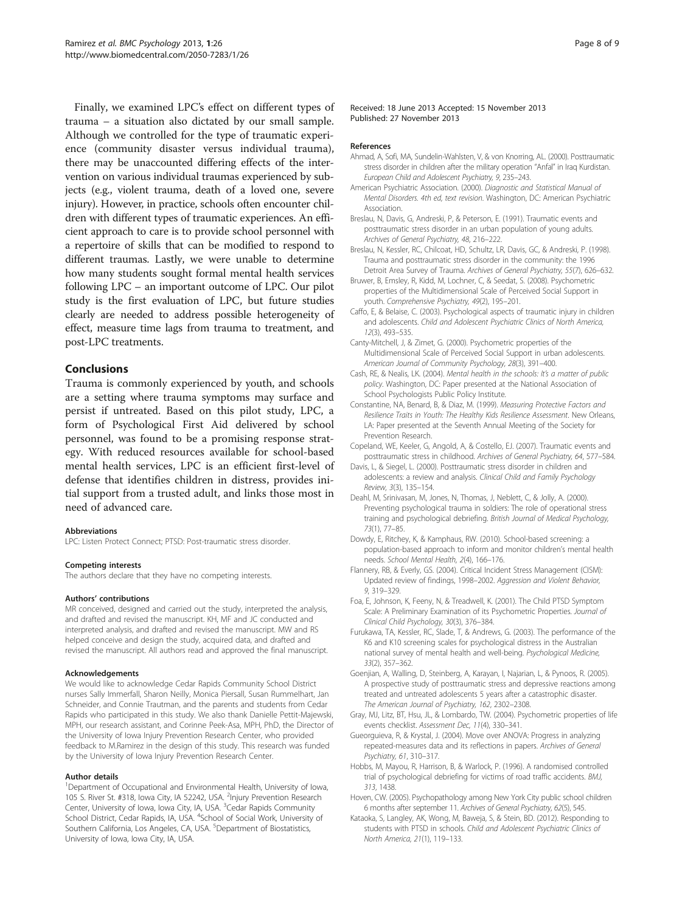Finally, we examined LPC's effect on different types of trauma – a situation also dictated by our small sample. Although we controlled for the type of traumatic experience (community disaster versus individual trauma), there may be unaccounted differing effects of the intervention on various individual traumas experienced by subjects (e.g., violent trauma, death of a loved one, severe injury). However, in practice, schools often encounter children with different types of traumatic experiences. An efficient approach to care is to provide school personnel with a repertoire of skills that can be modified to respond to different traumas. Lastly, we were unable to determine how many students sought formal mental health services following LPC – an important outcome of LPC. Our pilot study is the first evaluation of LPC, but future studies clearly are needed to address possible heterogeneity of effect, measure time lags from trauma to treatment, and post-LPC treatments.

## Conclusions

Trauma is commonly experienced by youth, and schools are a setting where trauma symptoms may surface and persist if untreated. Based on this pilot study, LPC, a form of Psychological First Aid delivered by school personnel, was found to be a promising response strategy. With reduced resources available for school-based mental health services, LPC is an efficient first-level of defense that identifies children in distress, provides initial support from a trusted adult, and links those most in need of advanced care.

#### Abbreviations

LPC: Listen Protect Connect; PTSD: Post-traumatic stress disorder.

#### Competing interests

The authors declare that they have no competing interests.

#### Authors' contributions

MR conceived, designed and carried out the study, interpreted the analysis, and drafted and revised the manuscript. KH, MF and JC conducted and interpreted analysis, and drafted and revised the manuscript. MW and RS helped conceive and design the study, acquired data, and drafted and revised the manuscript. All authors read and approved the final manuscript.

#### Acknowledgements

We would like to acknowledge Cedar Rapids Community School District nurses Sally Immerfall, Sharon Neilly, Monica Piersall, Susan Rummelhart, Jan Schneider, and Connie Trautman, and the parents and students from Cedar Rapids who participated in this study. We also thank Danielle Pettit-Majewski, MPH, our research assistant, and Corinne Peek-Asa, MPH, PhD, the Director of the University of Iowa Injury Prevention Research Center, who provided feedback to M.Ramirez in the design of this study. This research was funded by the University of Iowa Injury Prevention Research Center.

#### Author details

[1]Department of Occupational and Environmental Health, University of Iowa, 105 S. River St. #318, Iowa City, IA 52242, USA. [2]Injury Prevention Research Center, University of Iowa, Iowa City, IA, USA. [3]Cedar Rapids Community School District, Cedar Rapids, IA, USA. [4]School of Social Work, University of Southern California, Los Angeles, CA, USA. [5]Department of Biostatistics, University of Iowa, Iowa City, IA, USA.

Received: 18 June 2013 Accepted: 15 November 2013
Published: 27 November 2013

#### References

Ahmad, A, Sofi, MA, Sundelin-Wahlsten, V, & von Knorring, AL. (2000). Posttraumatic stress disorder in children after the military operation "Anfal" in Iraq Kurdistan. *European Child and Adolescent Psychiatry, 9*, 235–243.

American Psychiatric Association. (2000). *Diagnostic and Statistical Manual of Mental Disorders. 4th ed, text revision*. Washington, DC: American Psychiatric Association.

Breslau, N, Davis, G, Andreski, P, & Peterson, E. (1991). Traumatic events and posttraumatic stress disorder in an urban population of young adults. *Archives of General Psychiatry, 48*, 216–222.

Breslau, N, Kessler, RC, Chilcoat, HD, Schultz, LR, Davis, GC, & Andreski, P. (1998). Trauma and posttraumatic stress disorder in the community: the 1996 Detroit Area Survey of Trauma. *Archives of General Psychiatry, 55*(7), 626–632.

Bruwer, B, Emsley, R, Kidd, M, Lochner, C, & Seedat, S. (2008). Psychometric properties of the Multidimensional Scale of Perceived Social Support in youth. *Comprehensive Psychiatry, 49*(2), 195–201.

Caffo, E, & Belaise, C. (2003). Psychological aspects of traumatic injury in children and adolescents. *Child and Adolescent Psychiatric Clinics of North America, 12*(3), 493–535.

Canty-Mitchell, J, & Zimet, G. (2000). Psychometric properties of the Multidimensional Scale of Perceived Social Support in urban adolescents. *American Journal of Community Psychology, 28*(3), 391–400.

Cash, RE, & Nealis, LK. (2004). *Mental health in the schools: It's a matter of public policy*. Washington, DC: Paper presented at the National Association of School Psychologists Public Policy Institute.

Constantine, NA, Benard, B, & Diaz, M. (1999). *Measuring Protective Factors and Resilience Traits in Youth: The Healthy Kids Resilience Assessment*. New Orleans, LA: Paper presented at the Seventh Annual Meeting of the Society for Prevention Research.

Copeland, WE, Keeler, G, Angold, A, & Costello, EJ. (2007). Traumatic events and posttraumatic stress in childhood. *Archives of General Psychiatry, 64*, 577–584.

Davis, L, & Siegel, L. (2000). Posttraumatic stress disorder in children and adolescents: a review and analysis. *Clinical Child and Family Psychology Review, 3*(3), 135–154.

Deahl, M, Srinivasan, M, Jones, N, Thomas, J, Neblett, C, & Jolly, A. (2000). Preventing psychological trauma in soldiers: The role of operational stress training and psychological debriefing. *British Journal of Medical Psychology, 73*(1), 77–85.

Dowdy, E, Ritchey, K, & Kamphaus, RW. (2010). School-based screening: a population-based approach to inform and monitor children's mental health needs. *School Mental Health, 2*(4), 166–176.

Flannery, RB, & Everly, GS. (2004). Critical Incident Stress Management (CISM): Updated review of findings, 1998–2002. *Aggression and Violent Behavior, 9*, 319–329.

Foa, E, Johnson, K, Feeny, N, & Treadwell, K. (2001). The Child PTSD Symptom Scale: A Preliminary Examination of its Psychometric Properties. *Journal of Clinical Child Psychology, 30*(3), 376–384.

Furukawa, TA, Kessler, RC, Slade, T, & Andrews, G. (2003). The performance of the K6 and K10 screening scales for psychological distress in the Australian national survey of mental health and well-being. *Psychological Medicine, 33*(2), 357–362.

Goenjian, A, Walling, D, Steinberg, A, Karayan, I, Najarian, L, & Pynoos, R. (2005). A prospective study of posttraumatic stress and depressive reactions among treated and untreated adolescents 5 years after a catastrophic disaster. *The American Journal of Psychiatry, 162*, 2302–2308.

Gray, MJ, Litz, BT, Hsu, JL, & Lombardo, TW. (2004). Psychometric properties of life events checklist. *Assessment Dec, 11*(4), 330–341.

Gueorguieva, R, & Krystal, J. (2004). Move over ANOVA: Progress in analyzing repeated-measures data and its reflections in papers. *Archives of General Psychiatry, 61*, 310–317.

Hobbs, M, Mayou, R, Harrison, B, & Warlock, P. (1996). A randomised controlled trial of psychological debriefing for victims of road traffic accidents. *BMJ, 313*, 1438.

Hoven, CW. (2005). Psychopathology among New York City public school children 6 months after september 11. *Archives of General Psychiatry, 62*(5), 545.

Kataoka, S, Langley, AK, Wong, M, Baweja, S, & Stein, BD. (2012). Responding to students with PTSD in schools. *Child and Adolescent Psychiatric Clinics of North America, 21*(1), 119–133.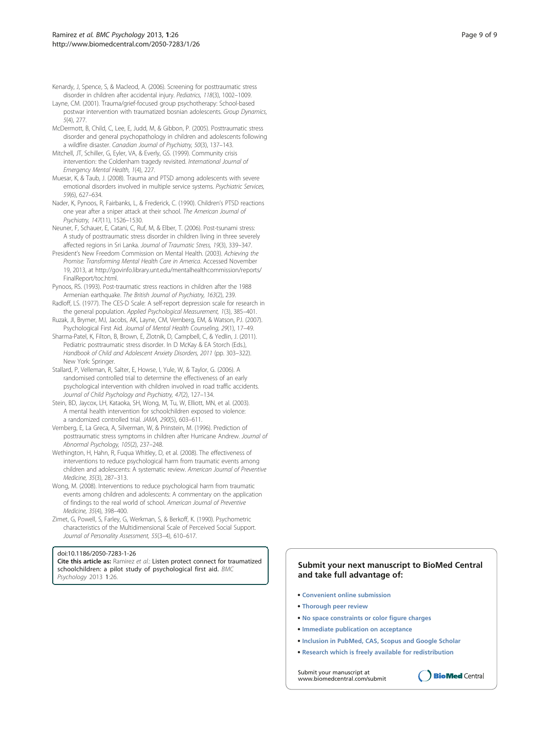Kenardy, J, Spence, S, & Macleod, A. (2006). Screening for posttraumatic stress disorder in children after accidental injury. *Pediatrics, 118*(3), 1002–1009.

Layne, CM. (2001). Trauma/grief-focused group psychotherapy: School-based postwar intervention with traumatized bosnian adolescents. *Group Dynamics, 5*(4), 277.

McDermott, B, Child, C, Lee, E, Judd, M, & Gibbon, P. (2005). Posttraumatic stress disorder and general psychopathology in children and adolescents following a wildfire disaster. *Canadian Journal of Psychiatry, 50*(3), 137–143.

Mitchell, JT, Schiller, G, Eyler, VA, & Everly, GS. (1999). Community crisis intervention: the Coldenham tragedy revisited. *International Journal of Emergency Mental Health, 1*(4), 227.

Muesar, K, & Taub, J. (2008). Trauma and PTSD among adolescents with severe emotional disorders involved in multiple service systems. *Psychiatric Services, 59*(6), 627–634.

Nader, K, Pynoos, R, Fairbanks, L, & Frederick, C. (1990). Children's PTSD reactions one year after a sniper attack at their school. *The American Journal of Psychiatry, 147*(11), 1526–1530.

Neuner, F, Schauer, E, Catani, C, Ruf, M, & Elber, T. (2006). Post-tsunami stress: A study of posttraumatic stress disorder in children living in three severely affected regions in Sri Lanka. *Journal of Traumatic Stress, 19*(3), 339–347.

President's New Freedom Commission on Mental Health. (2003). *Achieving the Promise: Transforming Mental Health Care in America*. Accessed November 19, 2013, at http://govinfo.library.unt.edu/mentalhealthcommission/reports/FinalReport/toc.html.

Pynoos, RS. (1993). Post-traumatic stress reactions in children after the 1988 Armenian earthquake. *The British Journal of Psychiatry, 163*(2), 239.

Radloff, LS. (1977). The CES-D Scale: A self-report depression scale for research in the general population. *Applied Psychological Measurement, 1*(3), 385–401.

Ruzak, JI, Brymer, MJ, Jacobs, AK, Layne, CM, Vernberg, EM, & Watson, PJ. (2007). Psychological First Aid. *Journal of Mental Health Counseling, 29*(1), 17–49.

Sharma-Patel, K, Filton, B, Brown, E, Zlotnik, D, Campbell, C, & Yedlin, J. (2011). Pediatric posttraumatic stress disorder. In D McKay & EA Storch (Eds.), *Handbook of Child and Adolescent Anxiety Disorders, 2011* (pp. 303–322). New York: Springer.

Stallard, P, Velleman, R, Salter, E, Howse, I, Yule, W, & Taylor, G. (2006). A randomised controlled trial to determine the effectiveness of an early psychological intervention with children involved in road traffic accidents. *Journal of Child Psychology and Psychiatry, 47*(2), 127–134.

Stein, BD, Jaycox, LH, Kataoka, SH, Wong, M, Tu, W, Elliott, MN, et al. (2003). A mental health intervention for schoolchildren exposed to violence: a randomized controlled trial. *JAMA, 290*(5), 603–611.

Vernberg, E, La Greca, A, Silverman, W, & Prinstein, M. (1996). Prediction of posttraumatic stress symptoms in children after Hurricane Andrew. *Journal of Abnormal Psychology, 105*(2), 237–248.

Wethington, H, Hahn, R, Fuqua Whitley, D, et al. (2008). The effectiveness of interventions to reduce psychological harm from traumatic events among children and adolescents: A systematic review. *American Journal of Preventive Medicine, 35*(3), 287–313.

Wong, M. (2008). Interventions to reduce psychological harm from traumatic events among children and adolescents: A commentary on the application of findings to the real world of school. *American Journal of Preventive Medicine, 35*(4), 398–400.

Zimet, G, Powell, S, Farley, G, Werkman, S, & Berkoff, K. (1990). Psychometric characteristics of the Multidimensional Scale of Perceived Social Support. *Journal of Personality Assessment, 55*(3–4), 610–617.

doi:10.1186/2050-7283-1-26

**Cite this article as:** Ramirez *et al.*: Listen protect connect for traumatized schoolchildren: a pilot study of psychological first aid. *BMC Psychology* 2013 **1**:26.

**Submit your next manuscript to BioMed Central and take full advantage of:**

- **Convenient online submission**
- **Thorough peer review**
- **No space constraints or color figure charges**
- **Immediate publication on acceptance**
- **Inclusion in PubMed, CAS, Scopus and Google Scholar**
- **Research which is freely available for redistribution**

Submit your manuscript at www.biomedcentral.com/submit

BioMed Central